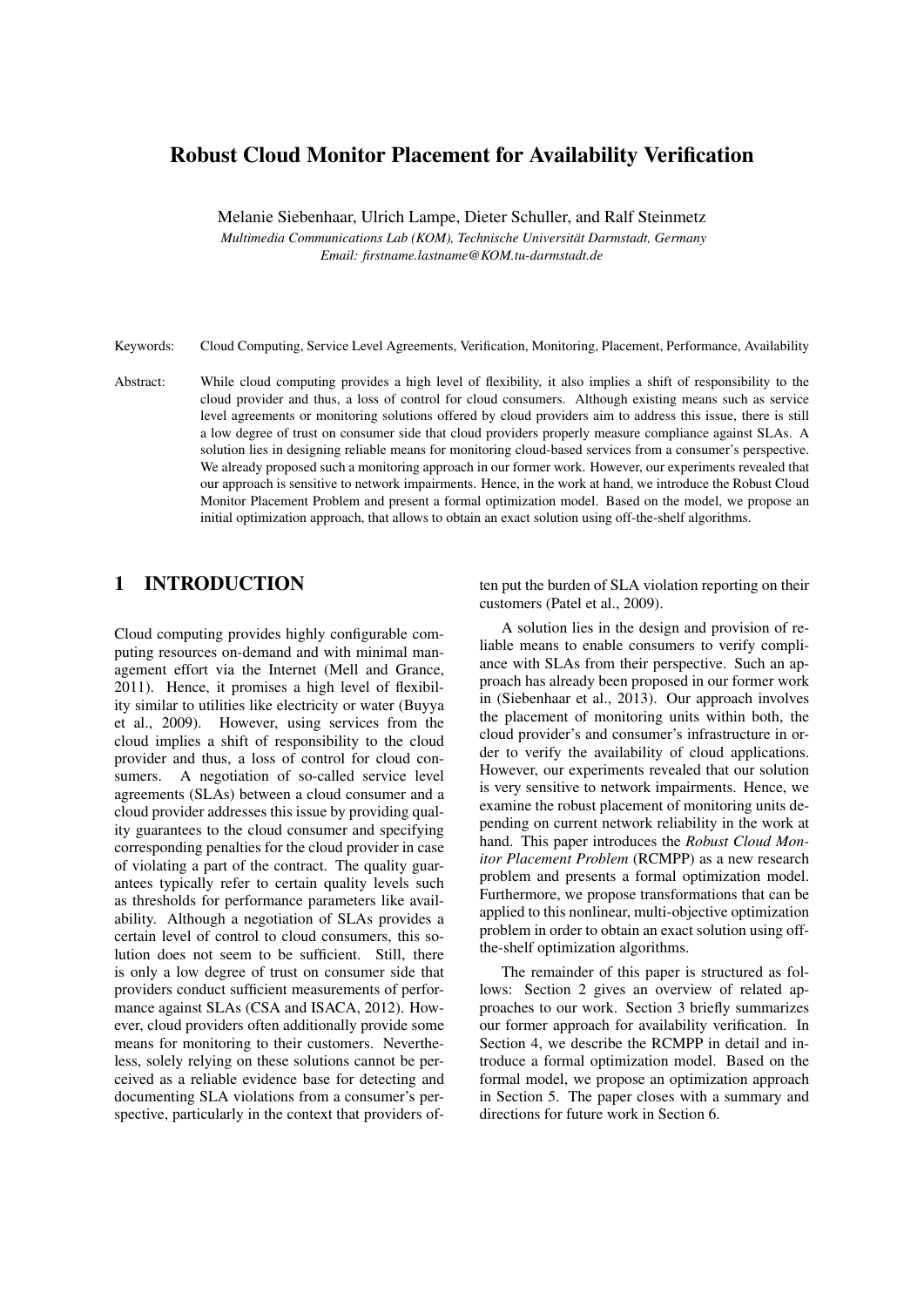# Robust Cloud Monitor Placement for Availability Verification

Melanie Siebenhaar, Ulrich Lampe, Dieter Schuller, and Ralf Steinmetz

*Multimedia Communications Lab (KOM), Technische Universität Darmstadt, Germany*
*Email: firstname.lastname@KOM.tu-darmstadt.de*

Keywords: Cloud Computing, Service Level Agreements, Verification, Monitoring, Placement, Performance, Availability

Abstract: While cloud computing provides a high level of flexibility, it also implies a shift of responsibility to the cloud provider and thus, a loss of control for cloud consumers. Although existing means such as service level agreements or monitoring solutions offered by cloud providers aim to address this issue, there is still a low degree of trust on consumer side that cloud providers properly measure compliance against SLAs. A solution lies in designing reliable means for monitoring cloud-based services from a consumer's perspective. We already proposed such a monitoring approach in our former work. However, our experiments revealed that our approach is sensitive to network impairments. Hence, in the work at hand, we introduce the Robust Cloud Monitor Placement Problem and present a formal optimization model. Based on the model, we propose an initial optimization approach, that allows to obtain an exact solution using off-the-shelf algorithms.

## 1 INTRODUCTION

Cloud computing provides highly configurable computing resources on-demand and with minimal management effort via the Internet (Mell and Grance, 2011). Hence, it promises a high level of flexibility similar to utilities like electricity or water (Buyya et al., 2009). However, using services from the cloud implies a shift of responsibility to the cloud provider and thus, a loss of control for cloud consumers. A negotiation of so-called service level agreements (SLAs) between a cloud consumer and a cloud provider addresses this issue by providing quality guarantees to the cloud consumer and specifying corresponding penalties for the cloud provider in case of violating a part of the contract. The quality guarantees typically refer to certain quality levels such as thresholds for performance parameters like availability. Although a negotiation of SLAs provides a certain level of control to cloud consumers, this solution does not seem to be sufficient. Still, there is only a low degree of trust on consumer side that providers conduct sufficient measurements of performance against SLAs (CSA and ISACA, 2012). However, cloud providers often additionally provide some means for monitoring to their customers. Nevertheless, solely relying on these solutions cannot be perceived as a reliable evidence base for detecting and documenting SLA violations from a consumer's perspective, particularly in the context that providers often put the burden of SLA violation reporting on their customers (Patel et al., 2009).

A solution lies in the design and provision of reliable means to enable consumers to verify compliance with SLAs from their perspective. Such an approach has already been proposed in our former work in (Siebenhaar et al., 2013). Our approach involves the placement of monitoring units within both, the cloud provider's and consumer's infrastructure in order to verify the availability of cloud applications. However, our experiments revealed that our solution is very sensitive to network impairments. Hence, we examine the robust placement of monitoring units depending on current network reliability in the work at hand. This paper introduces the *Robust Cloud Monitor Placement Problem* (RCMPP) as a new research problem and presents a formal optimization model. Furthermore, we propose transformations that can be applied to this nonlinear, multi-objective optimization problem in order to obtain an exact solution using off-the-shelf optimization algorithms.

The remainder of this paper is structured as follows: Section 2 gives an overview of related approaches to our work. Section 3 briefly summarizes our former approach for availability verification. In Section 4, we describe the RCMPP in detail and introduce a formal optimization model. Based on the formal model, we propose an optimization approach in Section 5. The paper closes with a summary and directions for future work in Section 6.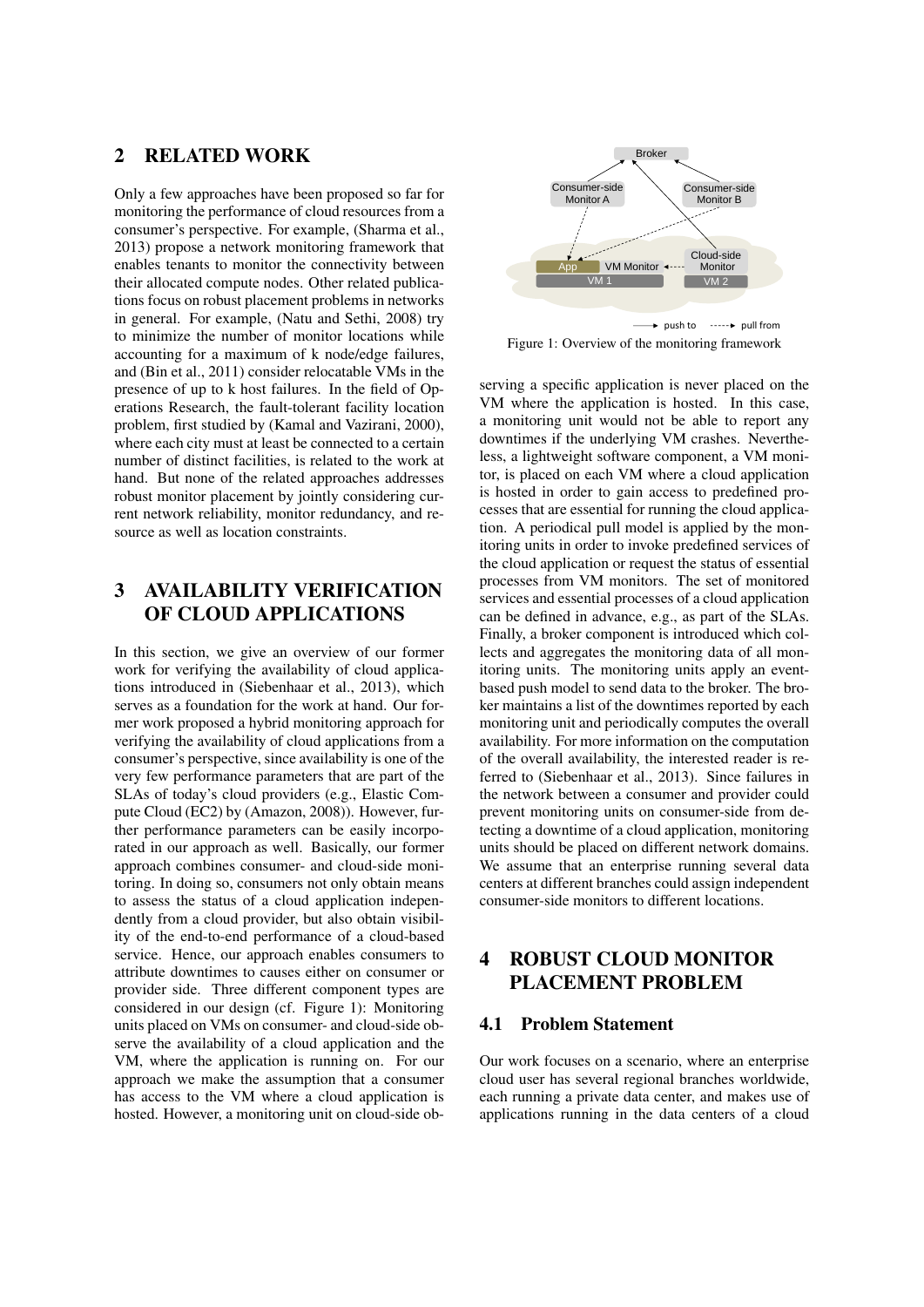## 2 RELATED WORK

Only a few approaches have been proposed so far for monitoring the performance of cloud resources from a consumer's perspective. For example, (Sharma et al., 2013) propose a network monitoring framework that enables tenants to monitor the connectivity between their allocated compute nodes. Other related publications focus on robust placement problems in networks in general. For example, (Natu and Sethi, 2008) try to minimize the number of monitor locations while accounting for a maximum of k node/edge failures, and (Bin et al., 2011) consider relocatable VMs in the presence of up to k host failures. In the field of Operations Research, the fault-tolerant facility location problem, first studied by (Kamal and Vazirani, 2000), where each city must at least be connected to a certain number of distinct facilities, is related to the work at hand. But none of the related approaches addresses robust monitor placement by jointly considering current network reliability, monitor redundancy, and resource as well as location constraints.

## 3 AVAILABILITY VERIFICATION OF CLOUD APPLICATIONS

In this section, we give an overview of our former work for verifying the availability of cloud applications introduced in (Siebenhaar et al., 2013), which serves as a foundation for the work at hand. Our former work proposed a hybrid monitoring approach for verifying the availability of cloud applications from a consumer's perspective, since availability is one of the very few performance parameters that are part of the SLAs of today's cloud providers (e.g., Elastic Compute Cloud (EC2) by (Amazon, 2008)). However, further performance parameters can be easily incorporated in our approach as well. Basically, our former approach combines consumer- and cloud-side monitoring. In doing so, consumers not only obtain means to assess the status of a cloud application independently from a cloud provider, but also obtain visibility of the end-to-end performance of a cloud-based service. Hence, our approach enables consumers to attribute downtimes to causes either on consumer or provider side. Three different component types are considered in our design (cf. Figure 1): Monitoring units placed on VMs on consumer- and cloud-side observe the availability of a cloud application and the VM, where the application is running on. For our approach we make the assumption that a consumer has access to the VM where a cloud application is hosted. However, a monitoring unit on cloud-side observing a specific application is never placed on the VM where the application is hosted. In this case, a monitoring unit would not be able to report any downtimes if the underlying VM crashes. Nevertheless, a lightweight software component, a VM monitor, is placed on each VM where a cloud application is hosted in order to gain access to predefined processes that are essential for running the cloud application. A periodical pull model is applied by the monitoring units in order to invoke predefined services of the cloud application or request the status of essential processes from VM monitors. The set of monitored services and essential processes of a cloud application can be defined in advance, e.g., as part of the SLAs. Finally, a broker component is introduced which collects and aggregates the monitoring data of all monitoring units. The monitoring units apply an event-based push model to send data to the broker. The broker maintains a list of the downtimes reported by each monitoring unit and periodically computes the overall availability. For more information on the computation of the overall availability, the interested reader is referred to (Siebenhaar et al., 2013). Since failures in the network between a consumer and provider could prevent monitoring units on consumer-side from detecting a downtime of a cloud application, monitoring units should be placed on different network domains. We assume that an enterprise running several data centers at different branches could assign independent consumer-side monitors to different locations.

Figure 1: Overview of the monitoring framework

## 4 ROBUST CLOUD MONITOR PLACEMENT PROBLEM

### 4.1 Problem Statement

Our work focuses on a scenario, where an enterprise cloud user has several regional branches worldwide, each running a private data center, and makes use of applications running in the data centers of a cloud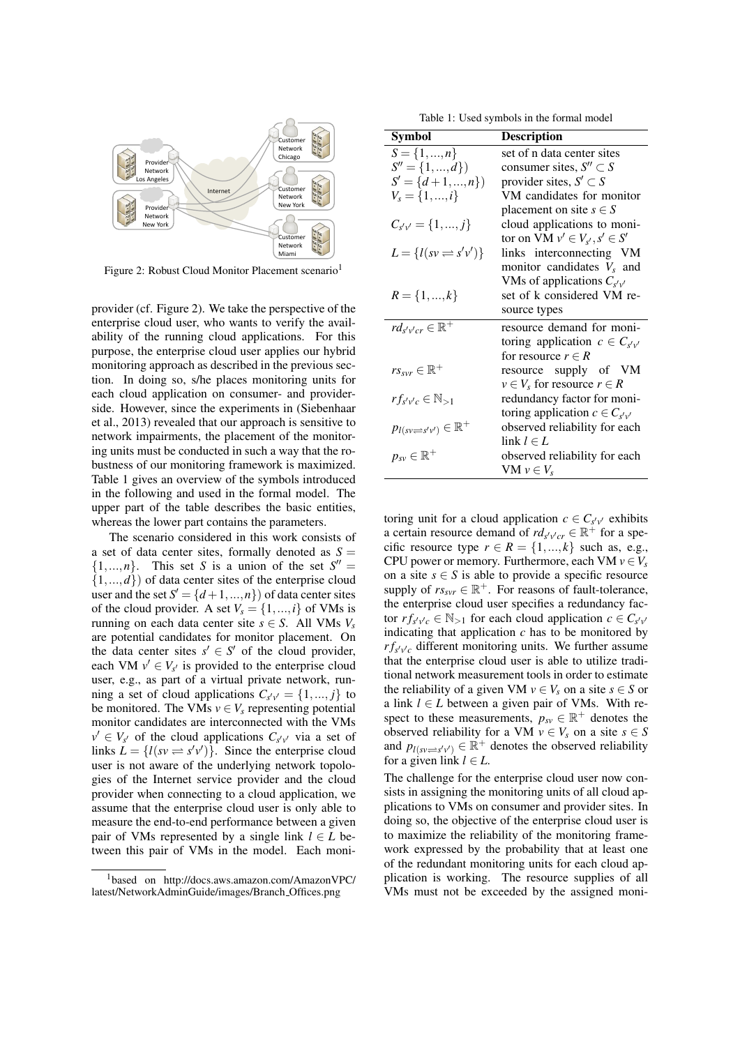Figure 2: Robust Cloud Monitor Placement scenario[1]

provider (cf. Figure 2). We take the perspective of the enterprise cloud user, who wants to verify the availability of the running cloud applications. For this purpose, the enterprise cloud user applies our hybrid monitoring approach as described in the previous section. In doing so, s/he places monitoring units for each cloud application on consumer- and provider-side. However, since the experiments in (Siebenhaar et al., 2013) revealed that our approach is sensitive to network impairments, the placement of the monitoring units must be conducted in such a way that the robustness of our monitoring framework is maximized. Table 1 gives an overview of the symbols introduced in the following and used in the formal model. The upper part of the table describes the basic entities, whereas the lower part contains the parameters.

The scenario considered in this work consists of a set of data center sites, formally denoted as $S = \{1,...,n\}$. This set $S$ is a union of the set $S'' = \{1,...,d\})$ of data center sites of the enterprise cloud user and the set $S' = \{d+1,...,n\})$ of data center sites of the cloud provider. A set $V_s = \{1,...,i\}$ of VMs is running on each data center site $s \in S$. All VMs $V_s$ are potential candidates for monitor placement. On the data center sites $s' \in S'$ of the cloud provider, each VM $v' \in V_{s'}$ is provided to the enterprise cloud user, e.g., as part of a virtual private network, running a set of cloud applications $C_{s'v'} = \{1,...,j\}$ to be monitored. The VMs $v \in V_s$ representing potential monitor candidates are interconnected with the VMs $v' \in V_{s'}$ of the cloud applications $C_{s'v'}$ via a set of links $L = \{l(sv \rightleftharpoons s'v')\}$. Since the enterprise cloud user is not aware of the underlying network topologies of the Internet service provider and the cloud provider when connecting to a cloud application, we assume that the enterprise cloud user is only able to measure the end-to-end performance between a given pair of VMs represented by a single link $l \in L$ between this pair of VMs in the model. Each monitoring unit for a cloud application $c \in C_{s'v'}$ exhibits a certain resource demand of $rd_{s'v'cr} \in \mathbb{R}^+$ for a specific resource type $r \in R = \{1,...,k\}$ such as, e.g., CPU power or memory. Furthermore, each VM $v \in V_s$ on a site $s \in S$ is able to provide a specific resource supply of $rs_{svr} \in \mathbb{R}^+$. For reasons of fault-tolerance, the enterprise cloud user specifies a redundancy factor $rf_{s'v'c} \in \mathbb{N}_{>1}$ for each cloud application $c \in C_{s'v'}$ indicating that application $c$ has to be monitored by $rf_{s'v'c}$ different monitoring units. We further assume that the enterprise cloud user is able to utilize traditional network measurement tools in order to estimate the reliability of a given VM $v \in V_s$ on a site $s \in S$ or a link $l \in L$ between a given pair of VMs. With respect to these measurements, $p_{sv} \in \mathbb{R}^+$ denotes the observed reliability for a VM $v \in V_s$ on a site $s \in S$ and $p_{l(sv \rightleftharpoons s'v')} \in \mathbb{R}^+$ denotes the observed reliability for a given link $l \in L$.

Table 1: Used symbols in the formal model

| Symbol | Description |
|---|---|
| $S = \{1,...,n\}$ | set of n data center sites |
| $S'' = \{1,...,d\})$ | consumer sites, $S'' \subset S$ |
| $S' = \{d+1,...,n\})$ | provider sites, $S' \subset S$ |
| $V_s = \{1,...,i\}$ | VM candidates for monitor placement on site $s \in S$ |
| $C_{s'v'} = \{1,...,j\}$ | cloud applications to monitor on VM $v' \in V_{s'}, s' \in S'$ |
| $L = \{l(sv \rightleftharpoons s'v')\}$ | links interconnecting VM monitor candidates $V_s$ and VMs of applications $C_{s'v'}$ |
| $R = \{1,...,k\}$ | set of k considered VM resource types |
| $rd_{s'v'cr} \in \mathbb{R}^+$ | resource demand for monitoring application $c \in C_{s'v'}$ for resource $r \in R$ |
| $rs_{svr} \in \mathbb{R}^+$ | resource supply of VM $v \in V_s$ for resource $r \in R$ |
| $rf_{s'v'c} \in \mathbb{N}_{>1}$ | redundancy factor for monitoring application $c \in C_{s'v'}$ |
| $p_{l(sv \rightleftharpoons s'v')} \in \mathbb{R}^+$ | observed reliability for each link $l \in L$ |
| $p_{sv} \in \mathbb{R}^+$ | observed reliability for each VM $v \in V_s$ |

The challenge for the enterprise cloud user now consists in assigning the monitoring units of all cloud applications to VMs on consumer and provider sites. In doing so, the objective of the enterprise cloud user is to maximize the reliability of the monitoring framework expressed by the probability that at least one of the redundant monitoring units for each cloud application is working. The resource supplies of all VMs must not be exceeded by the assigned moni-

[1] based on http://docs.aws.amazon.com/AmazonVPC/latest/NetworkAdminGuide/images/Branch_Offices.png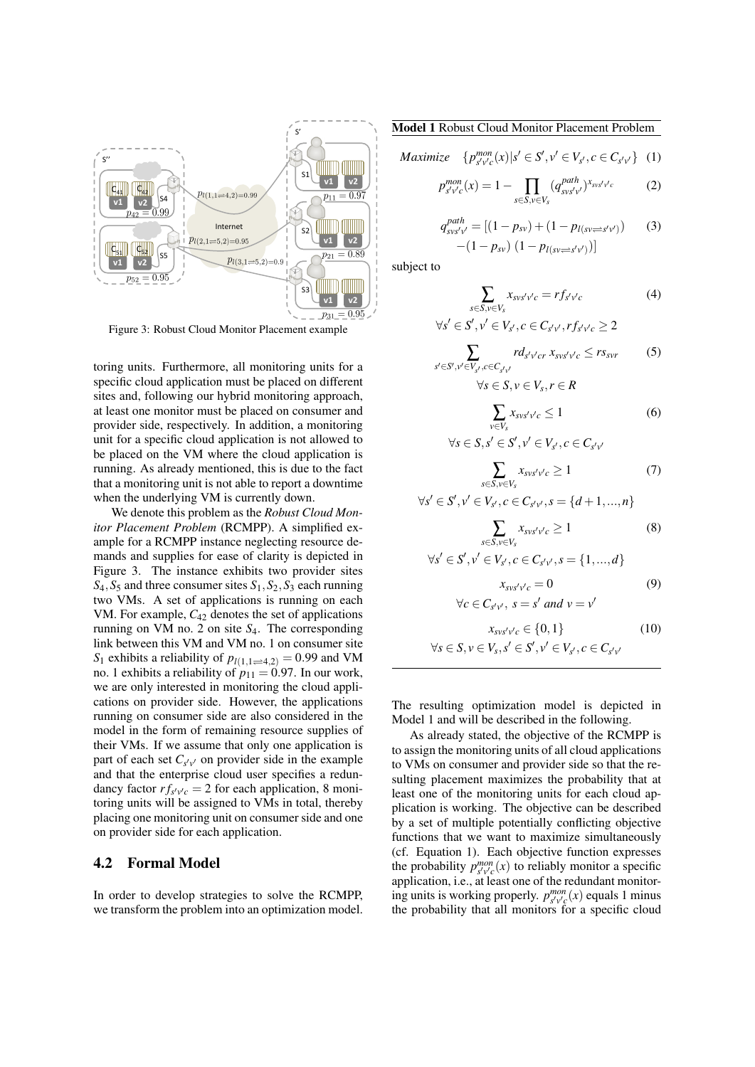Figure 3: Robust Cloud Monitor Placement example

toring units. Furthermore, all monitoring units for a specific cloud application must be placed on different sites and, following our hybrid monitoring approach, at least one monitor must be placed on consumer and provider side, respectively. In addition, a monitoring unit for a specific cloud application is not allowed to be placed on the VM where the cloud application is running. As already mentioned, this is due to the fact that a monitoring unit is not able to report a downtime when the underlying VM is currently down.

We denote this problem as the *Robust Cloud Monitor Placement Problem* (RCMPP). A simplified example for a RCMPP instance neglecting resource demands and supplies for ease of clarity is depicted in Figure 3. The instance exhibits two provider sites $S_4, S_5$ and three consumer sites $S_1, S_2, S_3$ each running two VMs. A set of applications is running on each VM. For example, $C_{42}$ denotes the set of applications running on VM no. 2 on site $S_4$. The corresponding link between this VM and VM no. 1 on consumer site $S_1$ exhibits a reliability of $p_{l(1,1 \rightleftharpoons 4,2)} = 0.99$ and VM no. 1 exhibits a reliability of $p_{11} = 0.97$. In our work, we are only interested in monitoring the cloud applications on provider side. However, the applications running on consumer side are also considered in the model in the form of remaining resource supplies of their VMs. If we assume that only one application is part of each set $C_{s'v'}$ on provider side in the example and that the enterprise cloud user specifies a redundancy factor $rf_{s'v'c} = 2$ for each application, 8 monitoring units will be assigned to VMs in total, thereby placing one monitoring unit on consumer side and one on provider side for each application.

## 4.2 Formal Model

In order to develop strategies to solve the RCMPP, we transform the problem into an optimization model.

**Model 1** Robust Cloud Monitor Placement Problem

$$Maximize \quad \{p^{mon}_{s'v'c}(x) | s' \in S', v' \in V_{s'}, c \in C_{s'v'}\} \quad (1)$$

$$p^{mon}_{s'v'c}(x) = 1 - \prod_{s \in S, v \in V_s} (q^{path}_{svs'v'})^{x_{svs'v'c}} \quad (2)$$

$$q^{path}_{svs'v'} = [(1 - p_{sv}) + (1 - p_{l(sv \rightleftharpoons s'v')}) - (1 - p_{sv})(1 - p_{l(sv \rightleftharpoons s'v')})] \quad (3)$$

subject to

$$\sum_{s \in S, v \in V_s} x_{svs'v'c} = rf_{s'v'c} \quad (4)$$

$$\forall s' \in S', v' \in V_{s'}, c \in C_{s'v'}, rf_{s'v'c} \geq 2$$

$$\sum_{s' \in S', v' \in V_{s'}, c \in C_{s'v'}} rd_{s'v'cr}\, x_{svs'v'c} \leq rs_{svr} \quad (5)$$

$$\forall s \in S, v \in V_s, r \in R$$

$$\sum_{v \in V_s} x_{svs'v'c} \leq 1 \quad (6)$$

$$\forall s \in S, s' \in S', v' \in V_{s'}, c \in C_{s'v'}$$

$$\sum_{s \in S, v \in V_s} x_{svs'v'c} \geq 1 \quad (7)$$

$$\forall s' \in S', v' \in V_{s'}, c \in C_{s'v'}, s = \{d+1, ..., n\}$$

$$\sum_{s \in S, v \in V_s} x_{svs'v'c} \geq 1 \quad (8)$$

$$\forall s' \in S', v' \in V_{s'}, c \in C_{s'v'}, s = \{1, ..., d\}$$

$$x_{svs'v'c} = 0 \quad (9)$$

$$\forall c \in C_{s'v'},\ s = s' \text{ and } v = v'$$

$$x_{svs'v'c} \in \{0, 1\} \quad (10)$$

$$\forall s \in S, v \in V_s, s' \in S', v' \in V_{s'}, c \in C_{s'v'}$$

The resulting optimization model is depicted in Model 1 and will be described in the following.

As already stated, the objective of the RCMPP is to assign the monitoring units of all cloud applications to VMs on consumer and provider side so that the resulting placement maximizes the probability that at least one of the monitoring units for each cloud application is working. The objective can be described by a set of multiple potentially conflicting objective functions that we want to maximize simultaneously (cf. Equation 1). Each objective function expresses the probability $p^{mon}_{s'v'c}(x)$ to reliably monitor a specific application, i.e., at least one of the redundant monitoring units is working properly. $p^{mon}_{s'v'c}(x)$ equals 1 minus the probability that all monitors for a specific cloud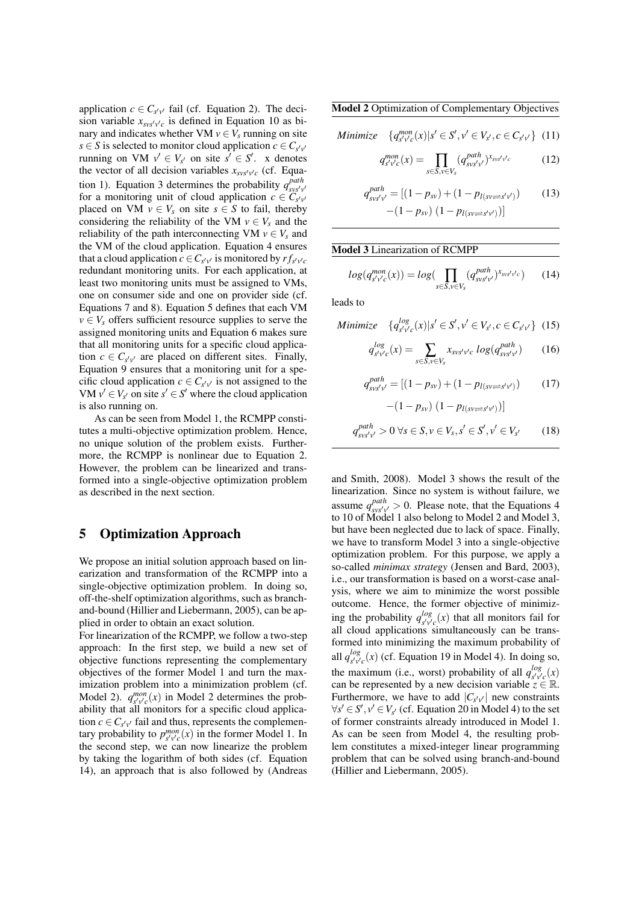application $c \in C_{s'v'}$ fail (cf. Equation 2). The decision variable $x_{svs'v'c}$ is defined in Equation 10 as binary and indicates whether VM $v \in V_s$ running on site $s \in S$ is selected to monitor cloud application $c \in C_{s'v'}$ running on VM $v' \in V_{s'}$ on site $s' \in S'$. x denotes the vector of all decision variables $x_{svs'v'c}$ (cf. Equation 1). Equation 3 determines the probability $q^{path}_{svs'v'}$ for a monitoring unit of cloud application $c \in C_{s'v'}$ placed on VM $v \in V_s$ on site $s \in S$ to fail, thereby considering the reliability of the VM $v \in V_s$ and the reliability of the path interconnecting VM $v \in V_s$ and the VM of the cloud application. Equation 4 ensures that a cloud application $c \in C_{s'v'}$ is monitored by $rf_{s'v'c}$ redundant monitoring units. For each application, at least two monitoring units must be assigned to VMs, one on consumer side and one on provider side (cf. Equations 7 and 8). Equation 5 defines that each VM $v \in V_s$ offers sufficient resource supplies to serve the assigned monitoring units and Equation 6 makes sure that all monitoring units for a specific cloud application $c \in C_{s'v'}$ are placed on different sites. Finally, Equation 9 ensures that a monitoring unit for a specific cloud application $c \in C_{s'v'}$ is not assigned to the VM $v' \in V_{s'}$ on site $s' \in S'$ where the cloud application is also running on.

As can be seen from Model 1, the RCMPP constitutes a multi-objective optimization problem. Hence, no unique solution of the problem exists. Furthermore, the RCMPP is nonlinear due to Equation 2. However, the problem can be linearized and transformed into a single-objective optimization problem as described in the next section.

## 5 Optimization Approach

We propose an initial solution approach based on linearization and transformation of the RCMPP into a single-objective optimization problem. In doing so, off-the-shelf optimization algorithms, such as branch-and-bound (Hillier and Liebermann, 2005), can be applied in order to obtain an exact solution.

For linearization of the RCMPP, we follow a two-step approach: In the first step, we build a new set of objective functions representing the complementary objectives of the former Model 1 and turn the maximization problem into a minimization problem (cf. Model 2). $q^{mon}_{s'v'c}(x)$ in Model 2 determines the probability that all monitors for a specific cloud application $c \in C_{s'v'}$ fail and thus, represents the complementary probability to $p^{mon}_{s'v'c}(x)$ in the former Model 1. In the second step, we can now linearize the problem by taking the logarithm of both sides (cf. Equation 14), an approach that is also followed by (Andreas and Smith, 2008). Model 3 shows the result of the linearization. Since no system is without failure, we assume $q^{path}_{svs'v'} > 0$. Please note, that the Equations 4 to 10 of Model 1 also belong to Model 2 and Model 3, but have been neglected due to lack of space. Finally, we have to transform Model 3 into a single-objective optimization problem. For this purpose, we apply a so-called *minimax strategy* (Jensen and Bard, 2003), i.e., our transformation is based on a worst-case analysis, where we aim to minimize the worst possible outcome. Hence, the former objective of minimizing the probability $q^{log}_{s'v'c}(x)$ that all monitors fail for all cloud applications simultaneously can be transformed into minimizing the maximum probability of all $q^{log}_{s'v'c}(x)$ (cf. Equation 19 in Model 4). In doing so, the maximum (i.e., worst) probability of all $q^{log}_{s'v'c}(x)$ can be represented by a new decision variable $z \in \mathbb{R}$. Furthermore, we have to add $|C_{s'v'}|$ new constraints $\forall s' \in S', v' \in V_{s'}$ (cf. Equation 20 in Model 4) to the set of former constraints already introduced in Model 1. As can be seen from Model 4, the resulting problem constitutes a mixed-integer linear programming problem that can be solved using branch-and-bound (Hillier and Liebermann, 2005).

**Model 2** Optimization of Complementary Objectives

$$Minimize \quad \{q^{mon}_{s'v'c}(x) | s' \in S', v' \in V_{s'}, c \in C_{s'v'}\} \quad (11)$$

$$q^{mon}_{s'v'c}(x) = \prod_{s \in S, v \in V_s} (q^{path}_{svs'v'})^{x_{svs'v'c}} \quad (12)$$

$$q^{path}_{svs'v'} = [(1 - p_{sv}) + (1 - p_{l(sv \rightleftharpoons s'v')}) - (1 - p_{sv})\,(1 - p_{l(sv \rightleftharpoons s'v')})] \quad (13)$$

**Model 3** Linearization of RCMPP

$$log(q^{mon}_{s'v'c}(x)) = log(\prod_{s \in S, v \in V_s} (q^{path}_{svs'v'})^{x_{svs'v'c}}) \quad (14)$$

leads to

$$Minimize \quad \{q^{log}_{s'v'c}(x) | s' \in S', v' \in V_{s'}, c \in C_{s'v'}\} \quad (15)$$

$$q^{log}_{s'v'c}(x) = \sum_{s \in S, v \in V_s} x_{svs'v'c}\; log(q^{path}_{svs'v'}) \quad (16)$$

$$q^{path}_{svs'v'} = [(1 - p_{sv}) + (1 - p_{l(sv \rightleftharpoons s'v')}) - (1 - p_{sv})\,(1 - p_{l(sv \rightleftharpoons s'v')})] \quad (17)$$

$$q^{path}_{svs'v'} > 0 \;\forall s \in S, v \in V_s, s' \in S', v' \in V_{s'} \quad (18)$$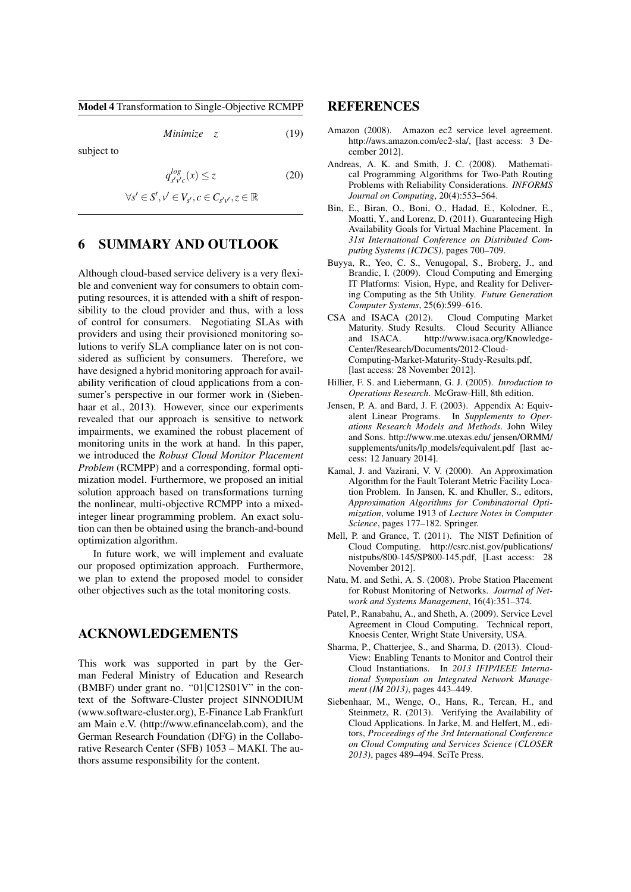**Model 4** Transformation to Single-Objective RCMPP

$$Minimize \quad z \tag{19}$$

subject to

$$q^{log}_{s'v'c}(x) \leq z \tag{20}$$

$$\forall s' \in S', v' \in V_{s'}, c \in C_{s'v'}, z \in \mathbb{R}$$

## 6 SUMMARY AND OUTLOOK

Although cloud-based service delivery is a very flexible and convenient way for consumers to obtain computing resources, it is attended with a shift of responsibility to the cloud provider and thus, with a loss of control for consumers. Negotiating SLAs with providers and using their provisioned monitoring solutions to verify SLA compliance later on is not considered as sufficient by consumers. Therefore, we have designed a hybrid monitoring approach for availability verification of cloud applications from a consumer's perspective in our former work in (Siebenhaar et al., 2013). However, since our experiments revealed that our approach is sensitive to network impairments, we examined the robust placement of monitoring units in the work at hand. In this paper, we introduced the *Robust Cloud Monitor Placement Problem* (RCMPP) and a corresponding, formal optimization model. Furthermore, we proposed an initial solution approach based on transformations turning the nonlinear, multi-objective RCMPP into a mixed-integer linear programming problem. An exact solution can then be obtained using the branch-and-bound optimization algorithm.

In future work, we will implement and evaluate our proposed optimization approach. Furthermore, we plan to extend the proposed model to consider other objectives such as the total monitoring costs.

## ACKNOWLEDGEMENTS

This work was supported in part by the German Federal Ministry of Education and Research (BMBF) under grant no. "01|C12S01V" in the context of the Software-Cluster project SINNODIUM (www.software-cluster.org), E-Finance Lab Frankfurt am Main e.V. (http://www.efinancelab.com), and the German Research Foundation (DFG) in the Collaborative Research Center (SFB) 1053 – MAKI. The authors assume responsibility for the content.

## REFERENCES

Amazon (2008). Amazon ec2 service level agreement. http://aws.amazon.com/ec2-sla/, [last access: 3 December 2012].

Andreas, A. K. and Smith, J. C. (2008). Mathematical Programming Algorithms for Two-Path Routing Problems with Reliability Considerations. *INFORMS Journal on Computing*, 20(4):553–564.

Bin, E., Biran, O., Boni, O., Hadad, E., Kolodner, E., Moatti, Y., and Lorenz, D. (2011). Guaranteeing High Availability Goals for Virtual Machine Placement. In *31st International Conference on Distributed Computing Systems (ICDCS)*, pages 700–709.

Buyya, R., Yeo, C. S., Venugopal, S., Broberg, J., and Brandic, I. (2009). Cloud Computing and Emerging IT Platforms: Vision, Hype, and Reality for Delivering Computing as the 5th Utility. *Future Generation Computer Systems*, 25(6):599–616.

CSA and ISACA (2012). Cloud Computing Market Maturity. Study Results. Cloud Security Alliance and ISACA. http://www.isaca.org/Knowledge-Center/Research/Documents/2012-Cloud-Computing-Market-Maturity-Study-Results.pdf, [last access: 28 November 2012].

Hillier, F. S. and Liebermann, G. J. (2005). *Inroduction to Operations Research*. McGraw-Hill, 8th edition.

Jensen, P. A. and Bard, J. F. (2003). Appendix A: Equivalent Linear Programs. In *Supplements to Operations Research Models and Methods*. John Wiley and Sons. http://www.me.utexas.edu/ jensen/ORMM/ supplements/units/lp_models/equivalent.pdf [last access: 12 January 2014].

Kamal, J. and Vazirani, V. V. (2000). An Approximation Algorithm for the Fault Tolerant Metric Facility Location Problem. In Jansen, K. and Khuller, S., editors, *Approximation Algorithms for Combinatorial Optimization*, volume 1913 of *Lecture Notes in Computer Science*, pages 177–182. Springer.

Mell, P. and Grance, T. (2011). The NIST Definition of Cloud Computing. http://csrc.nist.gov/publications/ nistpubs/800-145/SP800-145.pdf, [Last access: 28 November 2012].

Natu, M. and Sethi, A. S. (2008). Probe Station Placement for Robust Monitoring of Networks. *Journal of Network and Systems Management*, 16(4):351–374.

Patel, P., Ranabahu, A., and Sheth, A. (2009). Service Level Agreement in Cloud Computing. Technical report, Knoesis Center, Wright State University, USA.

Sharma, P., Chatterjee, S., and Sharma, D. (2013). CloudView: Enabling Tenants to Monitor and Control their Cloud Instantiations. In *2013 IFIP/IEEE International Symposium on Integrated Network Management (IM 2013)*, pages 443–449.

Siebenhaar, M., Wenge, O., Hans, R., Tercan, H., and Steinmetz, R. (2013). Verifying the Availability of Cloud Applications. In Jarke, M. and Helfert, M., editors, *Proceedings of the 3rd International Conference on Cloud Computing and Services Science (CLOSER 2013)*, pages 489–494. SciTe Press.